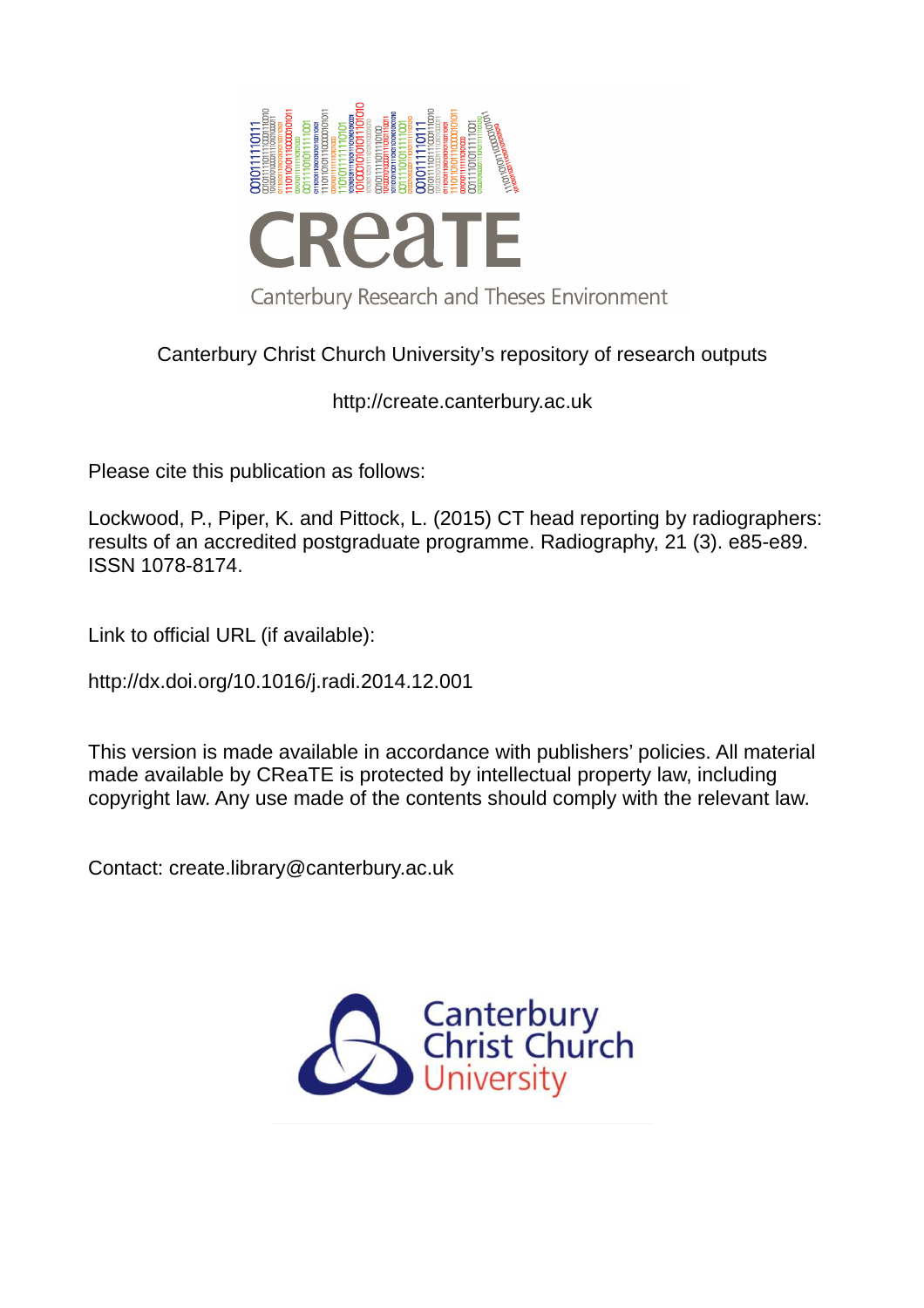CReaTE

Canterbury Research and Theses Environment

Canterbury Christ Church University's repository of research outputs

http://create.canterbury.ac.uk

Please cite this publication as follows:

Lockwood, P., Piper, K. and Pittock, L. (2015) CT head reporting by radiographers: results of an accredited postgraduate programme. Radiography, 21 (3). e85-e89. ISSN 1078-8174.

Link to official URL (if available):

http://dx.doi.org/10.1016/j.radi.2014.12.001

This version is made available in accordance with publishers' policies. All material made available by CReaTE is protected by intellectual property law, including copyright law. Any use made of the contents should comply with the relevant law.

Contact: create.library@canterbury.ac.uk

Canterbury Christ Church University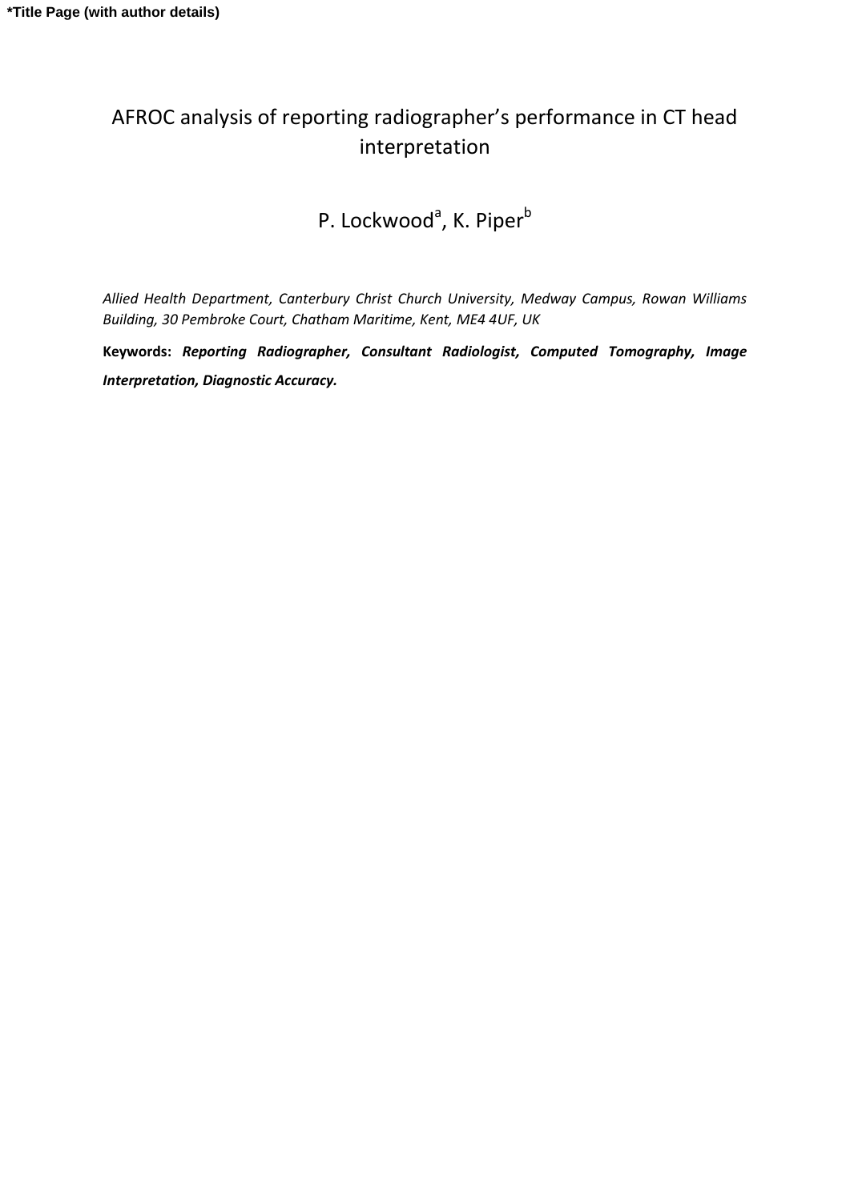*Title Page (with author details)

# AFROC analysis of reporting radiographer's performance in CT head interpretation

P. Lockwood[a], K. Piper[b]

*Allied Health Department, Canterbury Christ Church University, Medway Campus, Rowan Williams Building, 30 Pembroke Court, Chatham Maritime, Kent, ME4 4UF, UK*

**Keywords:** ***Reporting Radiographer, Consultant Radiologist, Computed Tomography, Image Interpretation, Diagnostic Accuracy.***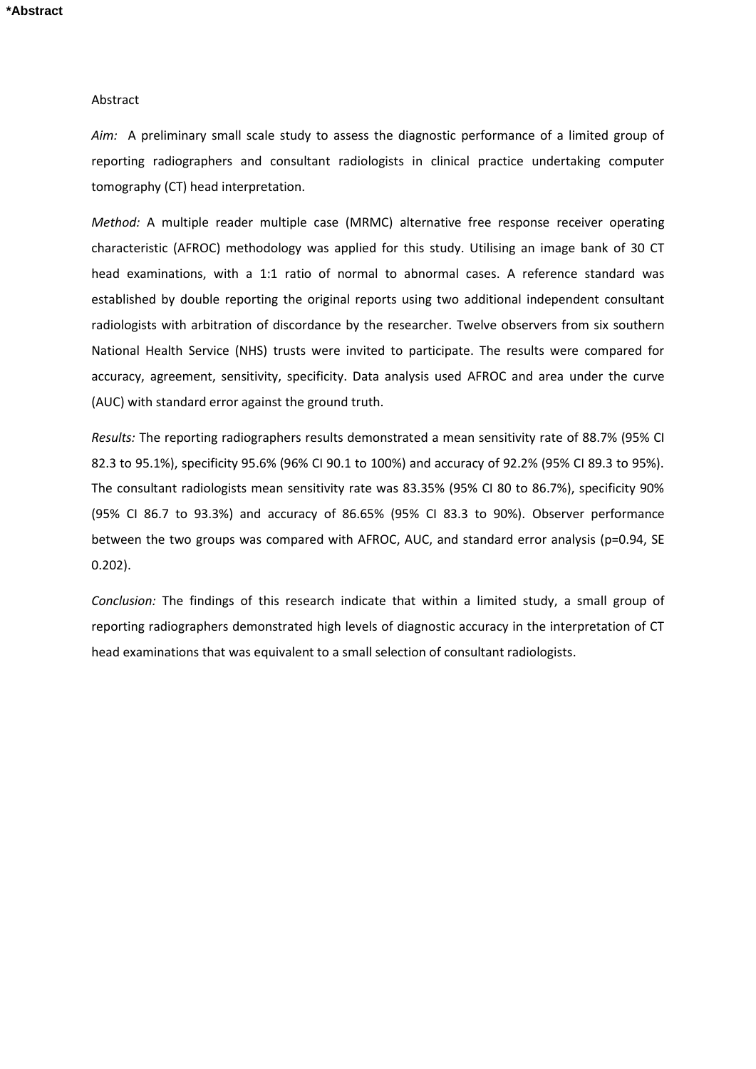**\*Abstract**

Abstract

*Aim:* A preliminary small scale study to assess the diagnostic performance of a limited group of reporting radiographers and consultant radiologists in clinical practice undertaking computer tomography (CT) head interpretation.

*Method:* A multiple reader multiple case (MRMC) alternative free response receiver operating characteristic (AFROC) methodology was applied for this study. Utilising an image bank of 30 CT head examinations, with a 1:1 ratio of normal to abnormal cases. A reference standard was established by double reporting the original reports using two additional independent consultant radiologists with arbitration of discordance by the researcher. Twelve observers from six southern National Health Service (NHS) trusts were invited to participate. The results were compared for accuracy, agreement, sensitivity, specificity. Data analysis used AFROC and area under the curve (AUC) with standard error against the ground truth.

*Results:* The reporting radiographers results demonstrated a mean sensitivity rate of 88.7% (95% CI 82.3 to 95.1%), specificity 95.6% (96% CI 90.1 to 100%) and accuracy of 92.2% (95% CI 89.3 to 95%). The consultant radiologists mean sensitivity rate was 83.35% (95% CI 80 to 86.7%), specificity 90% (95% CI 86.7 to 93.3%) and accuracy of 86.65% (95% CI 83.3 to 90%). Observer performance between the two groups was compared with AFROC, AUC, and standard error analysis ($p=0.94$, SE 0.202).

*Conclusion:* The findings of this research indicate that within a limited study, a small group of reporting radiographers demonstrated high levels of diagnostic accuracy in the interpretation of CT head examinations that was equivalent to a small selection of consultant radiologists.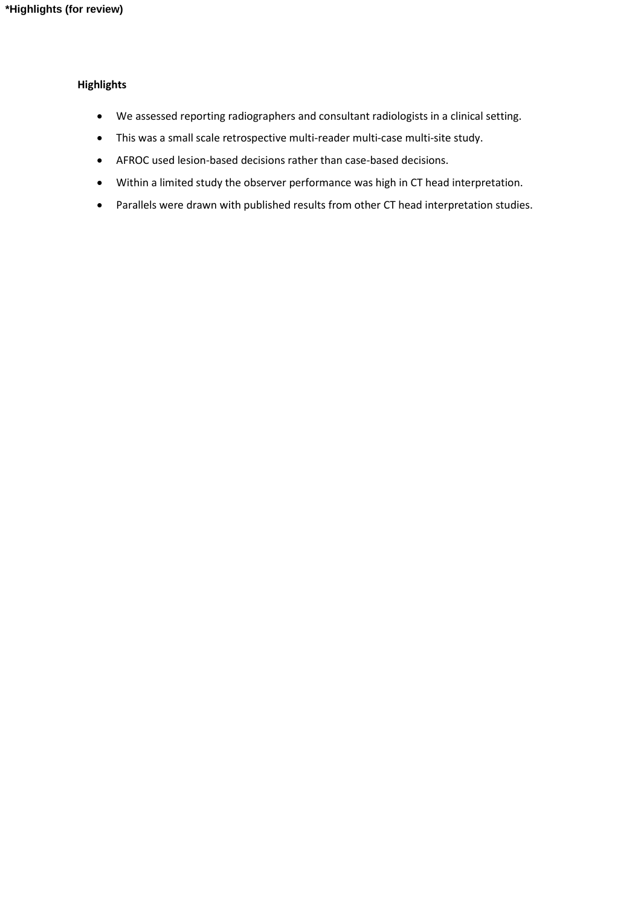*Highlights (for review)

**Highlights**

- We assessed reporting radiographers and consultant radiologists in a clinical setting.
- This was a small scale retrospective multi-reader multi-case multi-site study.
- AFROC used lesion-based decisions rather than case-based decisions.
- Within a limited study the observer performance was high in CT head interpretation.
- Parallels were drawn with published results from other CT head interpretation studies.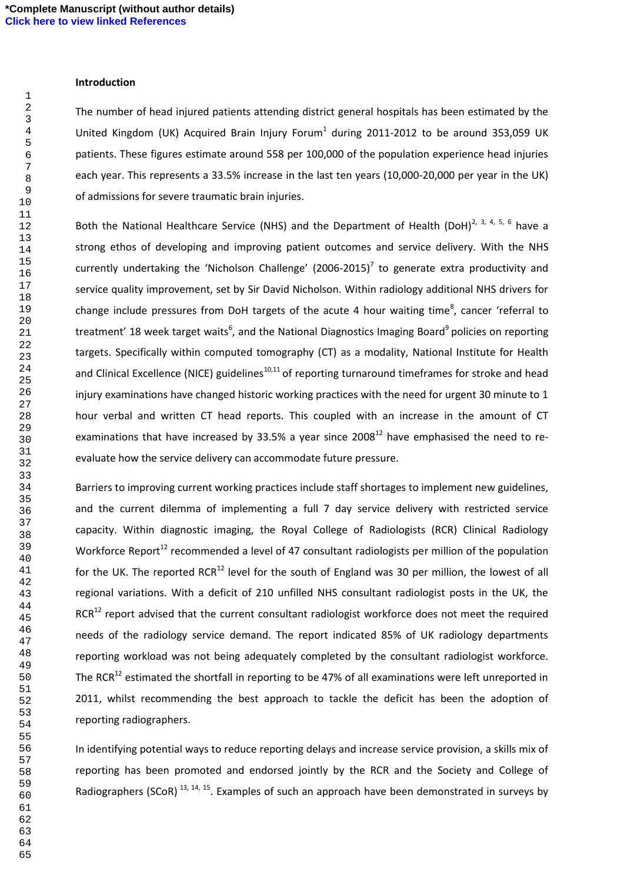## Introduction

The number of head injured patients attending district general hospitals has been estimated by the United Kingdom (UK) Acquired Brain Injury Forum[1] during 2011-2012 to be around 353,059 UK patients. These figures estimate around 558 per 100,000 of the population experience head injuries each year. This represents a 33.5% increase in the last ten years (10,000-20,000 per year in the UK) of admissions for severe traumatic brain injuries.

Both the National Healthcare Service (NHS) and the Department of Health (DoH)[2, 3, 4, 5, 6] have a strong ethos of developing and improving patient outcomes and service delivery. With the NHS currently undertaking the 'Nicholson Challenge' (2006-2015)[7] to generate extra productivity and service quality improvement, set by Sir David Nicholson. Within radiology additional NHS drivers for change include pressures from DoH targets of the acute 4 hour waiting time[8], cancer 'referral to treatment' 18 week target waits[6], and the National Diagnostics Imaging Board[9] policies on reporting targets. Specifically within computed tomography (CT) as a modality, National Institute for Health and Clinical Excellence (NICE) guidelines[10,11] of reporting turnaround timeframes for stroke and head injury examinations have changed historic working practices with the need for urgent 30 minute to 1 hour verbal and written CT head reports. This coupled with an increase in the amount of CT examinations that have increased by 33.5% a year since 2008[12] have emphasised the need to re-evaluate how the service delivery can accommodate future pressure.

Barriers to improving current working practices include staff shortages to implement new guidelines, and the current dilemma of implementing a full 7 day service delivery with restricted service capacity. Within diagnostic imaging, the Royal College of Radiologists (RCR) Clinical Radiology Workforce Report[12] recommended a level of 47 consultant radiologists per million of the population for the UK. The reported RCR[12] level for the south of England was 30 per million, the lowest of all regional variations. With a deficit of 210 unfilled NHS consultant radiologist posts in the UK, the RCR[12] report advised that the current consultant radiologist workforce does not meet the required needs of the radiology service demand. The report indicated 85% of UK radiology departments reporting workload was not being adequately completed by the consultant radiologist workforce. The RCR[12] estimated the shortfall in reporting to be 47% of all examinations were left unreported in 2011, whilst recommending the best approach to tackle the deficit has been the adoption of reporting radiographers.

In identifying potential ways to reduce reporting delays and increase service provision, a skills mix of reporting has been promoted and endorsed jointly by the RCR and the Society and College of Radiographers (SCoR) [13, 14, 15]. Examples of such an approach have been demonstrated in surveys by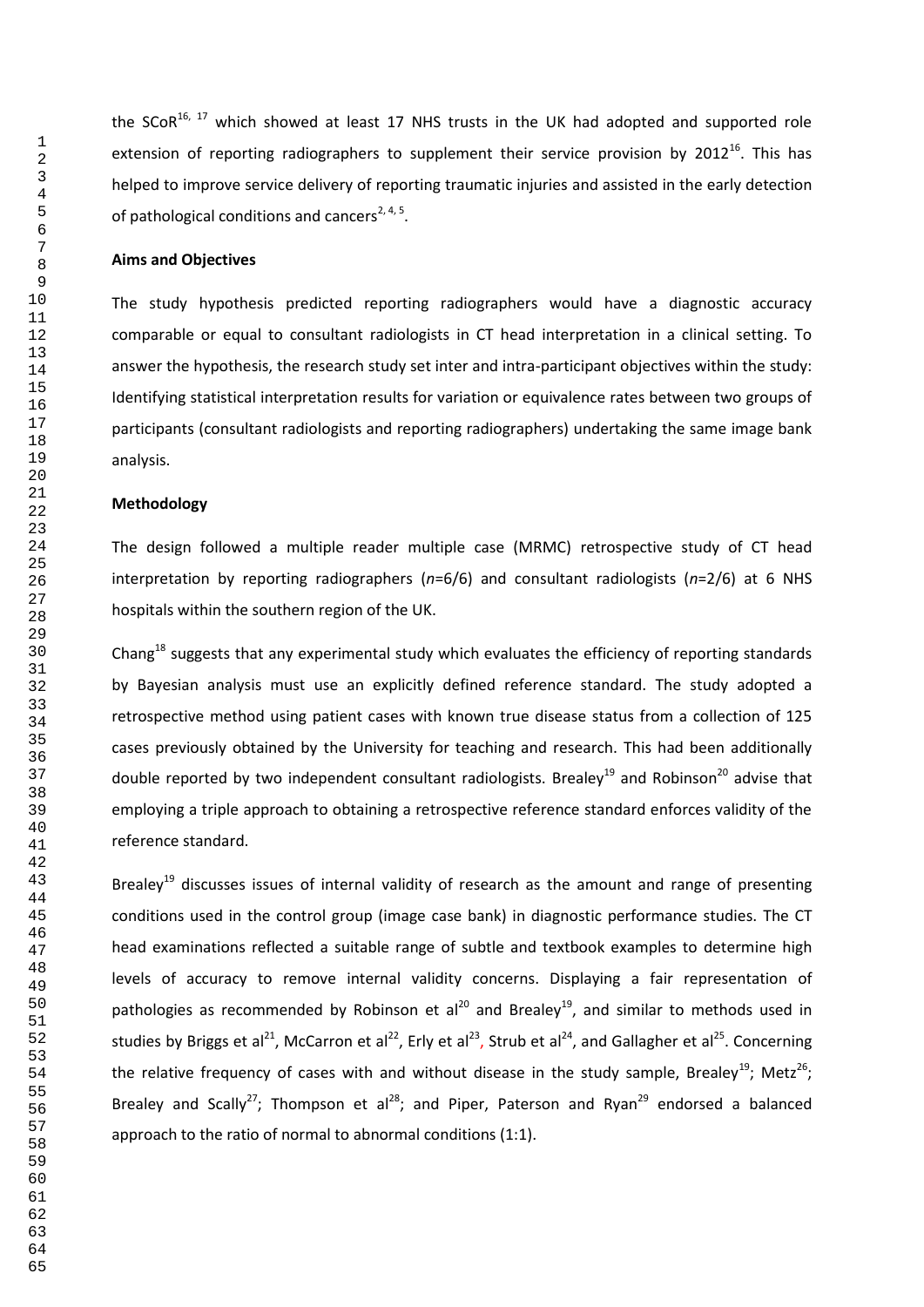the SCoR[16, 17] which showed at least 17 NHS trusts in the UK had adopted and supported role extension of reporting radiographers to supplement their service provision by 2012[16]. This has helped to improve service delivery of reporting traumatic injuries and assisted in the early detection of pathological conditions and cancers[2, 4, 5].

**Aims and Objectives**

The study hypothesis predicted reporting radiographers would have a diagnostic accuracy comparable or equal to consultant radiologists in CT head interpretation in a clinical setting. To answer the hypothesis, the research study set inter and intra-participant objectives within the study: Identifying statistical interpretation results for variation or equivalence rates between two groups of participants (consultant radiologists and reporting radiographers) undertaking the same image bank analysis.

**Methodology**

The design followed a multiple reader multiple case (MRMC) retrospective study of CT head interpretation by reporting radiographers (*n*=6/6) and consultant radiologists (*n*=2/6) at 6 NHS hospitals within the southern region of the UK.

Chang[18] suggests that any experimental study which evaluates the efficiency of reporting standards by Bayesian analysis must use an explicitly defined reference standard. The study adopted a retrospective method using patient cases with known true disease status from a collection of 125 cases previously obtained by the University for teaching and research. This had been additionally double reported by two independent consultant radiologists. Brealey[19] and Robinson[20] advise that employing a triple approach to obtaining a retrospective reference standard enforces validity of the reference standard.

Brealey[19] discusses issues of internal validity of research as the amount and range of presenting conditions used in the control group (image case bank) in diagnostic performance studies. The CT head examinations reflected a suitable range of subtle and textbook examples to determine high levels of accuracy to remove internal validity concerns. Displaying a fair representation of pathologies as recommended by Robinson et al[20] and Brealey[19], and similar to methods used in studies by Briggs et al[21], McCarron et al[22], Erly et al[23], Strub et al[24], and Gallagher et al[25]. Concerning the relative frequency of cases with and without disease in the study sample, Brealey[19]; Metz[26]; Brealey and Scally[27]; Thompson et al[28]; and Piper, Paterson and Ryan[29] endorsed a balanced approach to the ratio of normal to abnormal conditions (1:1).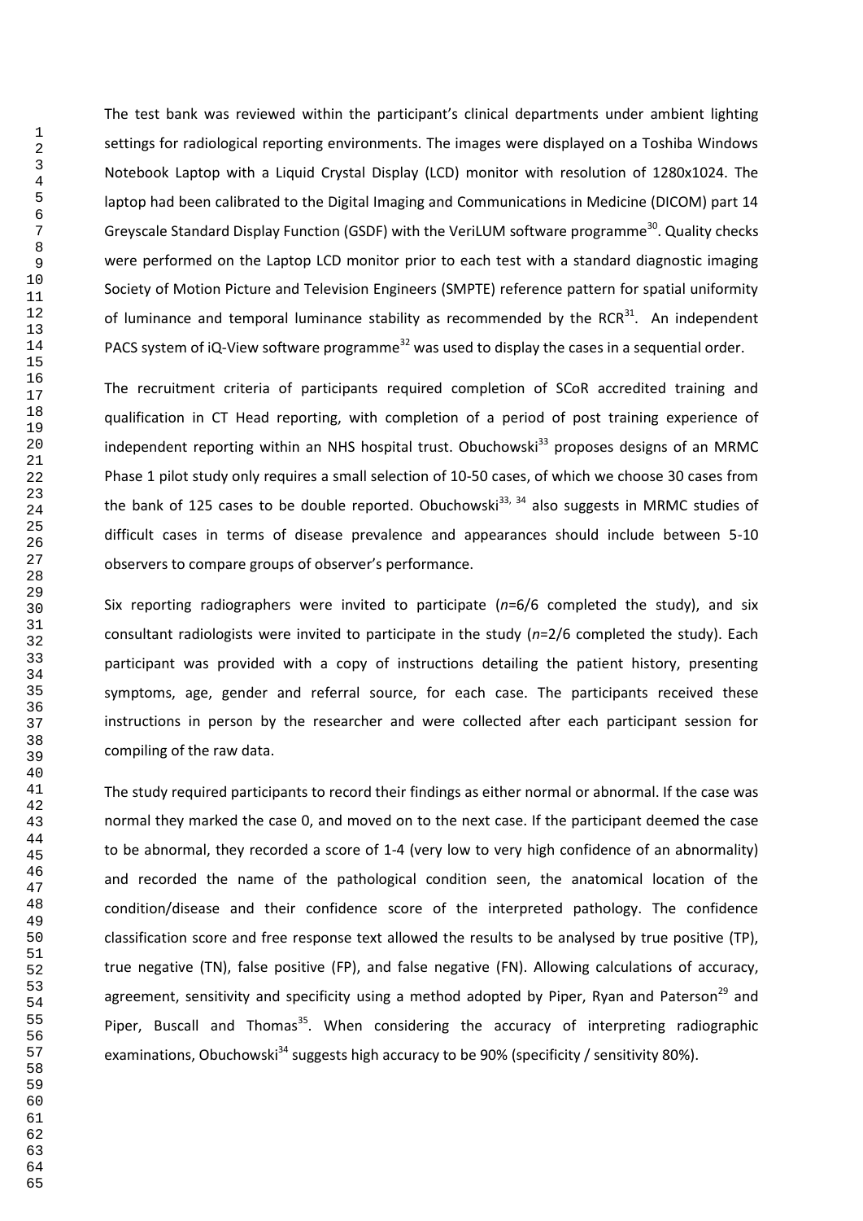The test bank was reviewed within the participant's clinical departments under ambient lighting settings for radiological reporting environments. The images were displayed on a Toshiba Windows Notebook Laptop with a Liquid Crystal Display (LCD) monitor with resolution of 1280x1024. The laptop had been calibrated to the Digital Imaging and Communications in Medicine (DICOM) part 14 Greyscale Standard Display Function (GSDF) with the VeriLUM software programme[30]. Quality checks were performed on the Laptop LCD monitor prior to each test with a standard diagnostic imaging Society of Motion Picture and Television Engineers (SMPTE) reference pattern for spatial uniformity of luminance and temporal luminance stability as recommended by the RCR[31]. An independent PACS system of iQ-View software programme[32] was used to display the cases in a sequential order.

The recruitment criteria of participants required completion of SCoR accredited training and qualification in CT Head reporting, with completion of a period of post training experience of independent reporting within an NHS hospital trust. Obuchowski[33] proposes designs of an MRMC Phase 1 pilot study only requires a small selection of 10-50 cases, of which we choose 30 cases from the bank of 125 cases to be double reported. Obuchowski[33, 34] also suggests in MRMC studies of difficult cases in terms of disease prevalence and appearances should include between 5-10 observers to compare groups of observer's performance.

Six reporting radiographers were invited to participate (*n*=6/6 completed the study), and six consultant radiologists were invited to participate in the study (*n*=2/6 completed the study). Each participant was provided with a copy of instructions detailing the patient history, presenting symptoms, age, gender and referral source, for each case. The participants received these instructions in person by the researcher and were collected after each participant session for compiling of the raw data.

The study required participants to record their findings as either normal or abnormal. If the case was normal they marked the case 0, and moved on to the next case. If the participant deemed the case to be abnormal, they recorded a score of 1-4 (very low to very high confidence of an abnormality) and recorded the name of the pathological condition seen, the anatomical location of the condition/disease and their confidence score of the interpreted pathology. The confidence classification score and free response text allowed the results to be analysed by true positive (TP), true negative (TN), false positive (FP), and false negative (FN). Allowing calculations of accuracy, agreement, sensitivity and specificity using a method adopted by Piper, Ryan and Paterson[29] and Piper, Buscall and Thomas[35]. When considering the accuracy of interpreting radiographic examinations, Obuchowski[34] suggests high accuracy to be 90% (specificity / sensitivity 80%).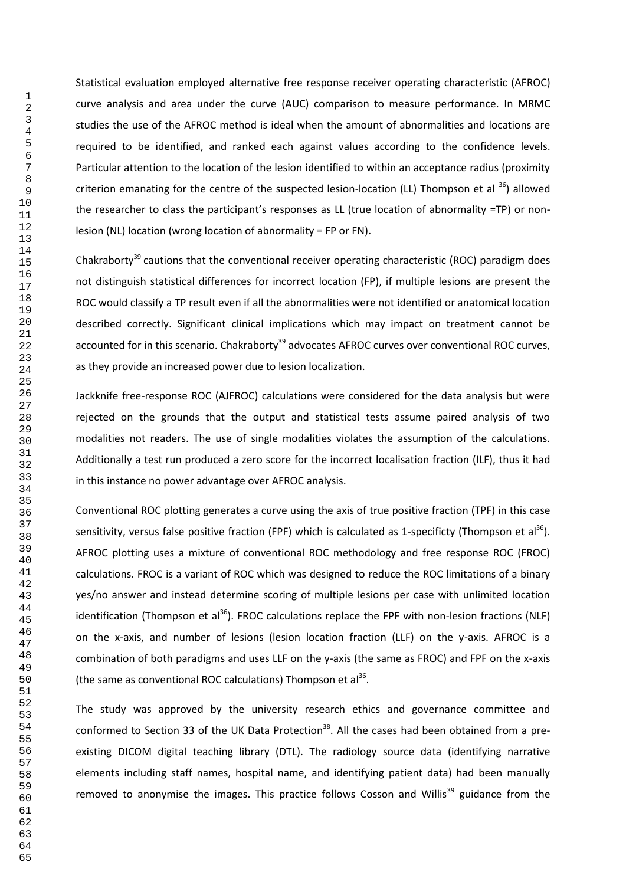Statistical evaluation employed alternative free response receiver operating characteristic (AFROC) curve analysis and area under the curve (AUC) comparison to measure performance. In MRMC studies the use of the AFROC method is ideal when the amount of abnormalities and locations are required to be identified, and ranked each against values according to the confidence levels. Particular attention to the location of the lesion identified to within an acceptance radius (proximity criterion emanating for the centre of the suspected lesion-location (LL) Thompson et al [36]) allowed the researcher to class the participant's responses as LL (true location of abnormality =TP) or non-lesion (NL) location (wrong location of abnormality = FP or FN).

Chakraborty[39] cautions that the conventional receiver operating characteristic (ROC) paradigm does not distinguish statistical differences for incorrect location (FP), if multiple lesions are present the ROC would classify a TP result even if all the abnormalities were not identified or anatomical location described correctly. Significant clinical implications which may impact on treatment cannot be accounted for in this scenario. Chakraborty[39] advocates AFROC curves over conventional ROC curves, as they provide an increased power due to lesion localization.

Jackknife free-response ROC (AJFROC) calculations were considered for the data analysis but were rejected on the grounds that the output and statistical tests assume paired analysis of two modalities not readers. The use of single modalities violates the assumption of the calculations. Additionally a test run produced a zero score for the incorrect localisation fraction (ILF), thus it had in this instance no power advantage over AFROC analysis.

Conventional ROC plotting generates a curve using the axis of true positive fraction (TPF) in this case sensitivity, versus false positive fraction (FPF) which is calculated as 1-specificty (Thompson et al[36]). AFROC plotting uses a mixture of conventional ROC methodology and free response ROC (FROC) calculations. FROC is a variant of ROC which was designed to reduce the ROC limitations of a binary yes/no answer and instead determine scoring of multiple lesions per case with unlimited location identification (Thompson et al[36]). FROC calculations replace the FPF with non-lesion fractions (NLF) on the x-axis, and number of lesions (lesion location fraction (LLF) on the y-axis. AFROC is a combination of both paradigms and uses LLF on the y-axis (the same as FROC) and FPF on the x-axis (the same as conventional ROC calculations) Thompson et al[36].

The study was approved by the university research ethics and governance committee and conformed to Section 33 of the UK Data Protection[38]. All the cases had been obtained from a pre-existing DICOM digital teaching library (DTL). The radiology source data (identifying narrative elements including staff names, hospital name, and identifying patient data) had been manually removed to anonymise the images. This practice follows Cosson and Willis[39] guidance from the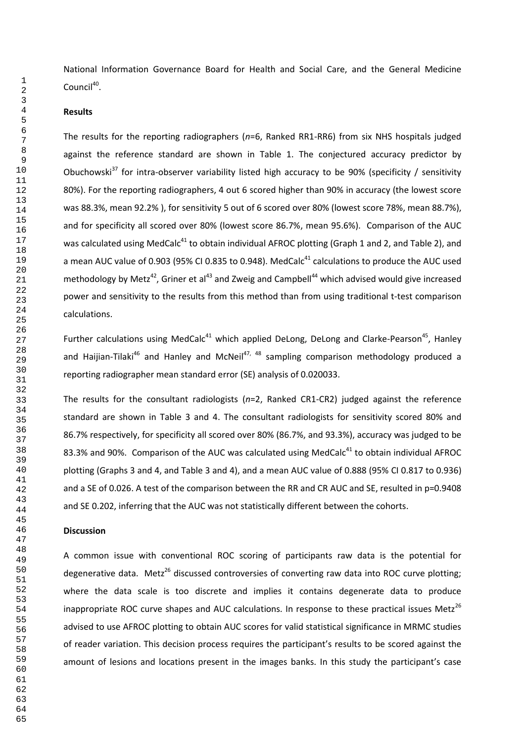National Information Governance Board for Health and Social Care, and the General Medicine Council[40].

**Results**

The results for the reporting radiographers (*n*=6, Ranked RR1-RR6) from six NHS hospitals judged against the reference standard are shown in Table 1. The conjectured accuracy predictor by Obuchowski[37] for intra-observer variability listed high accuracy to be 90% (specificity / sensitivity 80%). For the reporting radiographers, 4 out 6 scored higher than 90% in accuracy (the lowest score was 88.3%, mean 92.2% ), for sensitivity 5 out of 6 scored over 80% (lowest score 78%, mean 88.7%), and for specificity all scored over 80% (lowest score 86.7%, mean 95.6%). Comparison of the AUC was calculated using MedCalc[41] to obtain individual AFROC plotting (Graph 1 and 2, and Table 2), and a mean AUC value of 0.903 (95% CI 0.835 to 0.948). MedCalc[41] calculations to produce the AUC used methodology by Metz[42], Griner et al[43] and Zweig and Campbell[44] which advised would give increased power and sensitivity to the results from this method than from using traditional t-test comparison calculations.

Further calculations using MedCalc[41] which applied DeLong, DeLong and Clarke-Pearson[45], Hanley and Haijian-Tilaki[46] and Hanley and McNeil[47, 48] sampling comparison methodology produced a reporting radiographer mean standard error (SE) analysis of 0.020033.

The results for the consultant radiologists (*n*=2, Ranked CR1-CR2) judged against the reference standard are shown in Table 3 and 4. The consultant radiologists for sensitivity scored 80% and 86.7% respectively, for specificity all scored over 80% (86.7%, and 93.3%), accuracy was judged to be 83.3% and 90%. Comparison of the AUC was calculated using MedCalc[41] to obtain individual AFROC plotting (Graphs 3 and 4, and Table 3 and 4), and a mean AUC value of 0.888 (95% CI 0.817 to 0.936) and a SE of 0.026. A test of the comparison between the RR and CR AUC and SE, resulted in p=0.9408 and SE 0.202, inferring that the AUC was not statistically different between the cohorts.

**Discussion**

A common issue with conventional ROC scoring of participants raw data is the potential for degenerative data. Metz[26] discussed controversies of converting raw data into ROC curve plotting; where the data scale is too discrete and implies it contains degenerate data to produce inappropriate ROC curve shapes and AUC calculations. In response to these practical issues Metz[26] advised to use AFROC plotting to obtain AUC scores for valid statistical significance in MRMC studies of reader variation. This decision process requires the participant's results to be scored against the amount of lesions and locations present in the images banks. In this study the participant's case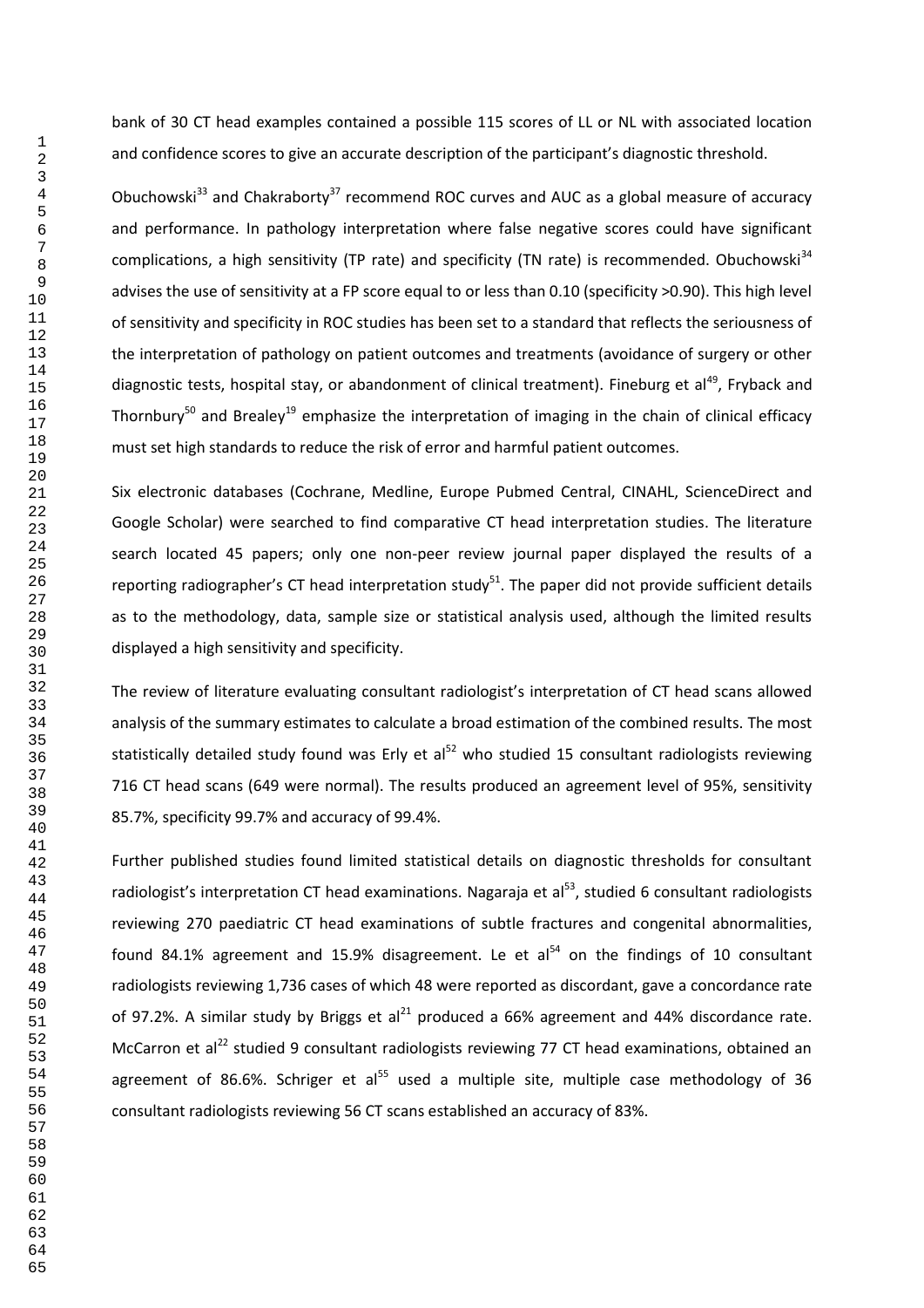bank of 30 CT head examples contained a possible 115 scores of LL or NL with associated location and confidence scores to give an accurate description of the participant's diagnostic threshold.

Obuchowski[33] and Chakraborty[37] recommend ROC curves and AUC as a global measure of accuracy and performance. In pathology interpretation where false negative scores could have significant complications, a high sensitivity (TP rate) and specificity (TN rate) is recommended. Obuchowski[34] advises the use of sensitivity at a FP score equal to or less than 0.10 (specificity >0.90). This high level of sensitivity and specificity in ROC studies has been set to a standard that reflects the seriousness of the interpretation of pathology on patient outcomes and treatments (avoidance of surgery or other diagnostic tests, hospital stay, or abandonment of clinical treatment). Fineburg et al[49], Fryback and Thornbury[50] and Brealey[19] emphasize the interpretation of imaging in the chain of clinical efficacy must set high standards to reduce the risk of error and harmful patient outcomes.

Six electronic databases (Cochrane, Medline, Europe Pubmed Central, CINAHL, ScienceDirect and Google Scholar) were searched to find comparative CT head interpretation studies. The literature search located 45 papers; only one non-peer review journal paper displayed the results of a reporting radiographer's CT head interpretation study[51]. The paper did not provide sufficient details as to the methodology, data, sample size or statistical analysis used, although the limited results displayed a high sensitivity and specificity.

The review of literature evaluating consultant radiologist's interpretation of CT head scans allowed analysis of the summary estimates to calculate a broad estimation of the combined results. The most statistically detailed study found was Erly et al[52] who studied 15 consultant radiologists reviewing 716 CT head scans (649 were normal). The results produced an agreement level of 95%, sensitivity 85.7%, specificity 99.7% and accuracy of 99.4%.

Further published studies found limited statistical details on diagnostic thresholds for consultant radiologist's interpretation CT head examinations. Nagaraja et al[53], studied 6 consultant radiologists reviewing 270 paediatric CT head examinations of subtle fractures and congenital abnormalities, found 84.1% agreement and 15.9% disagreement. Le et al[54] on the findings of 10 consultant radiologists reviewing 1,736 cases of which 48 were reported as discordant, gave a concordance rate of 97.2%. A similar study by Briggs et al[21] produced a 66% agreement and 44% discordance rate. McCarron et al[22] studied 9 consultant radiologists reviewing 77 CT head examinations, obtained an agreement of 86.6%. Schriger et al[55] used a multiple site, multiple case methodology of 36 consultant radiologists reviewing 56 CT scans established an accuracy of 83%.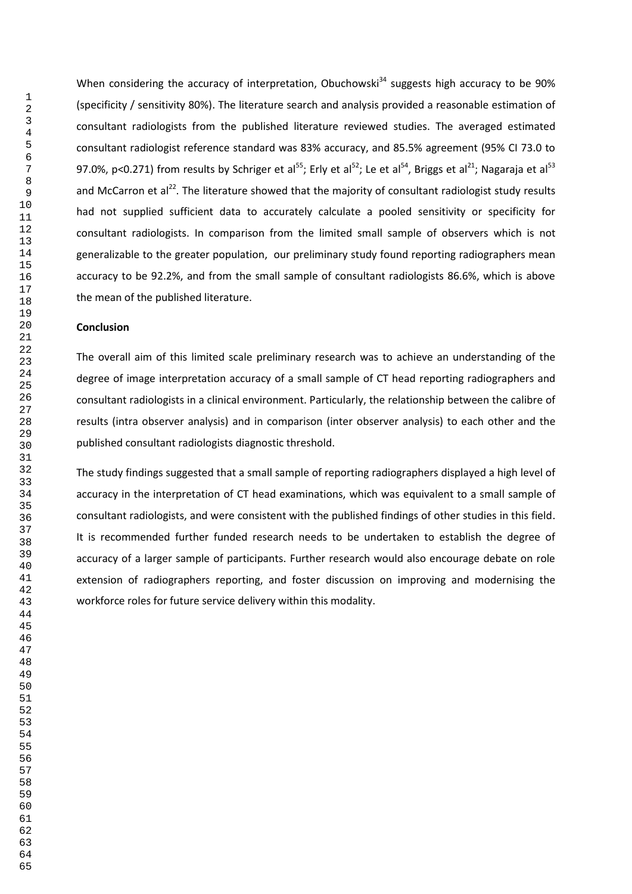When considering the accuracy of interpretation, Obuchowski[34] suggests high accuracy to be 90% (specificity / sensitivity 80%). The literature search and analysis provided a reasonable estimation of consultant radiologists from the published literature reviewed studies. The averaged estimated consultant radiologist reference standard was 83% accuracy, and 85.5% agreement (95% CI 73.0 to 97.0%, $p<0.271$) from results by Schriger et al[55]; Erly et al[52]; Le et al[54], Briggs et al[21]; Nagaraja et al[53] and McCarron et al[22]. The literature showed that the majority of consultant radiologist study results had not supplied sufficient data to accurately calculate a pooled sensitivity or specificity for consultant radiologists. In comparison from the limited small sample of observers which is not generalizable to the greater population, our preliminary study found reporting radiographers mean accuracy to be 92.2%, and from the small sample of consultant radiologists 86.6%, which is above the mean of the published literature.

**Conclusion**

The overall aim of this limited scale preliminary research was to achieve an understanding of the degree of image interpretation accuracy of a small sample of CT head reporting radiographers and consultant radiologists in a clinical environment. Particularly, the relationship between the calibre of results (intra observer analysis) and in comparison (inter observer analysis) to each other and the published consultant radiologists diagnostic threshold.

The study findings suggested that a small sample of reporting radiographers displayed a high level of accuracy in the interpretation of CT head examinations, which was equivalent to a small sample of consultant radiologists, and were consistent with the published findings of other studies in this field. It is recommended further funded research needs to be undertaken to establish the degree of accuracy of a larger sample of participants. Further research would also encourage debate on role extension of radiographers reporting, and foster discussion on improving and modernising the workforce roles for future service delivery within this modality.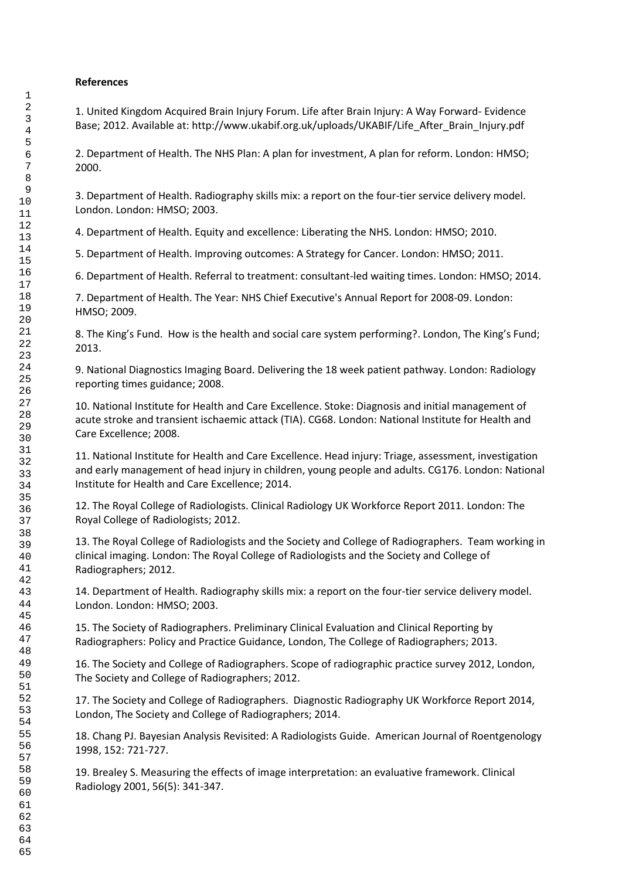**References**

1. United Kingdom Acquired Brain Injury Forum. Life after Brain Injury: A Way Forward- Evidence Base; 2012. Available at: http://www.ukabif.org.uk/uploads/UKABIF/Life_After_Brain_Injury.pdf

2. Department of Health. The NHS Plan: A plan for investment, A plan for reform. London: HMSO; 2000.

3. Department of Health. Radiography skills mix: a report on the four-tier service delivery model. London. London: HMSO; 2003.

4. Department of Health. Equity and excellence: Liberating the NHS. London: HMSO; 2010.

5. Department of Health. Improving outcomes: A Strategy for Cancer. London: HMSO; 2011.

6. Department of Health. Referral to treatment: consultant-led waiting times. London: HMSO; 2014.

7. Department of Health. The Year: NHS Chief Executive's Annual Report for 2008-09. London: HMSO; 2009.

8. The King's Fund. How is the health and social care system performing?. London, The King's Fund; 2013.

9. National Diagnostics Imaging Board. Delivering the 18 week patient pathway. London: Radiology reporting times guidance; 2008.

10. National Institute for Health and Care Excellence. Stoke: Diagnosis and initial management of acute stroke and transient ischaemic attack (TIA). CG68. London: National Institute for Health and Care Excellence; 2008.

11. National Institute for Health and Care Excellence. Head injury: Triage, assessment, investigation and early management of head injury in children, young people and adults. CG176. London: National Institute for Health and Care Excellence; 2014.

12. The Royal College of Radiologists. Clinical Radiology UK Workforce Report 2011. London: The Royal College of Radiologists; 2012.

13. The Royal College of Radiologists and the Society and College of Radiographers. Team working in clinical imaging. London: The Royal College of Radiologists and the Society and College of Radiographers; 2012.

14. Department of Health. Radiography skills mix: a report on the four-tier service delivery model. London. London: HMSO; 2003.

15. The Society of Radiographers. Preliminary Clinical Evaluation and Clinical Reporting by Radiographers: Policy and Practice Guidance, London, The College of Radiographers; 2013.

16. The Society and College of Radiographers. Scope of radiographic practice survey 2012, London, The Society and College of Radiographers; 2012.

17. The Society and College of Radiographers. Diagnostic Radiography UK Workforce Report 2014, London, The Society and College of Radiographers; 2014.

18. Chang PJ. Bayesian Analysis Revisited: A Radiologists Guide. American Journal of Roentgenology 1998, 152: 721-727.

19. Brealey S. Measuring the effects of image interpretation: an evaluative framework. Clinical Radiology 2001, 56(5): 341-347.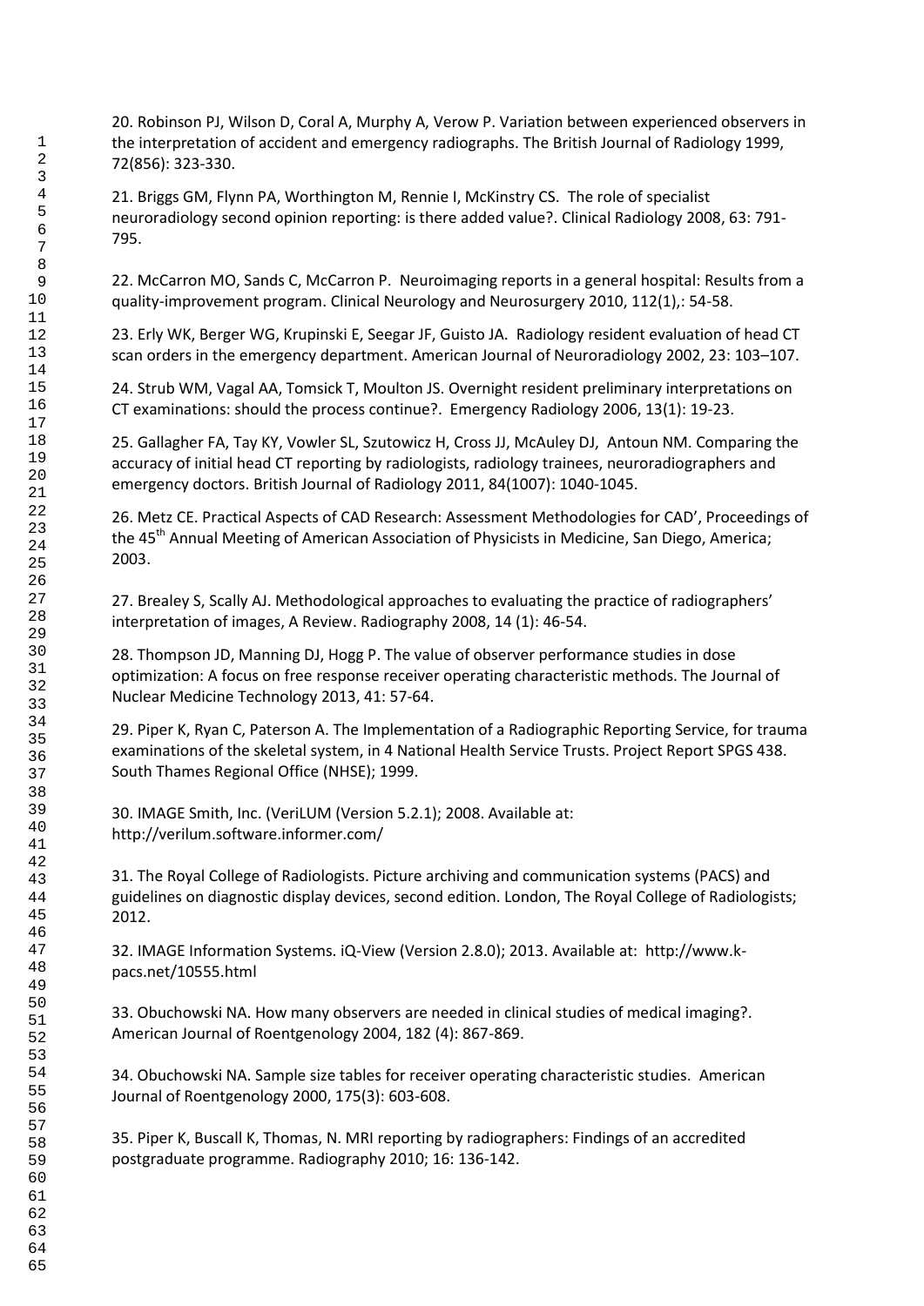20. Robinson PJ, Wilson D, Coral A, Murphy A, Verow P. Variation between experienced observers in the interpretation of accident and emergency radiographs. The British Journal of Radiology 1999, 72(856): 323-330.

21. Briggs GM, Flynn PA, Worthington M, Rennie I, McKinstry CS. The role of specialist neuroradiology second opinion reporting: is there added value?. Clinical Radiology 2008, 63: 791-795.

22. McCarron MO, Sands C, McCarron P. Neuroimaging reports in a general hospital: Results from a quality-improvement program. Clinical Neurology and Neurosurgery 2010, 112(1),: 54-58.

23. Erly WK, Berger WG, Krupinski E, Seegar JF, Guisto JA. Radiology resident evaluation of head CT scan orders in the emergency department. American Journal of Neuroradiology 2002, 23: 103–107.

24. Strub WM, Vagal AA, Tomsick T, Moulton JS. Overnight resident preliminary interpretations on CT examinations: should the process continue?. Emergency Radiology 2006, 13(1): 19-23.

25. Gallagher FA, Tay KY, Vowler SL, Szutowicz H, Cross JJ, McAuley DJ, Antoun NM. Comparing the accuracy of initial head CT reporting by radiologists, radiology trainees, neuroradiographers and emergency doctors. British Journal of Radiology 2011, 84(1007): 1040-1045.

26. Metz CE. Practical Aspects of CAD Research: Assessment Methodologies for CAD', Proceedings of the 45th Annual Meeting of American Association of Physicists in Medicine, San Diego, America; 2003.

27. Brealey S, Scally AJ. Methodological approaches to evaluating the practice of radiographers' interpretation of images, A Review. Radiography 2008, 14 (1): 46-54.

28. Thompson JD, Manning DJ, Hogg P. The value of observer performance studies in dose optimization: A focus on free response receiver operating characteristic methods. The Journal of Nuclear Medicine Technology 2013, 41: 57-64.

29. Piper K, Ryan C, Paterson A. The Implementation of a Radiographic Reporting Service, for trauma examinations of the skeletal system, in 4 National Health Service Trusts. Project Report SPGS 438. South Thames Regional Office (NHSE); 1999.

30. IMAGE Smith, Inc. (VeriLUM (Version 5.2.1); 2008. Available at: http://verilum.software.informer.com/

31. The Royal College of Radiologists. Picture archiving and communication systems (PACS) and guidelines on diagnostic display devices, second edition. London, The Royal College of Radiologists; 2012.

32. IMAGE Information Systems. iQ-View (Version 2.8.0); 2013. Available at: http://www.k-pacs.net/10555.html

33. Obuchowski NA. How many observers are needed in clinical studies of medical imaging?. American Journal of Roentgenology 2004, 182 (4): 867-869.

34. Obuchowski NA. Sample size tables for receiver operating characteristic studies. American Journal of Roentgenology 2000, 175(3): 603-608.

35. Piper K, Buscall K, Thomas, N. MRI reporting by radiographers: Findings of an accredited postgraduate programme. Radiography 2010; 16: 136-142.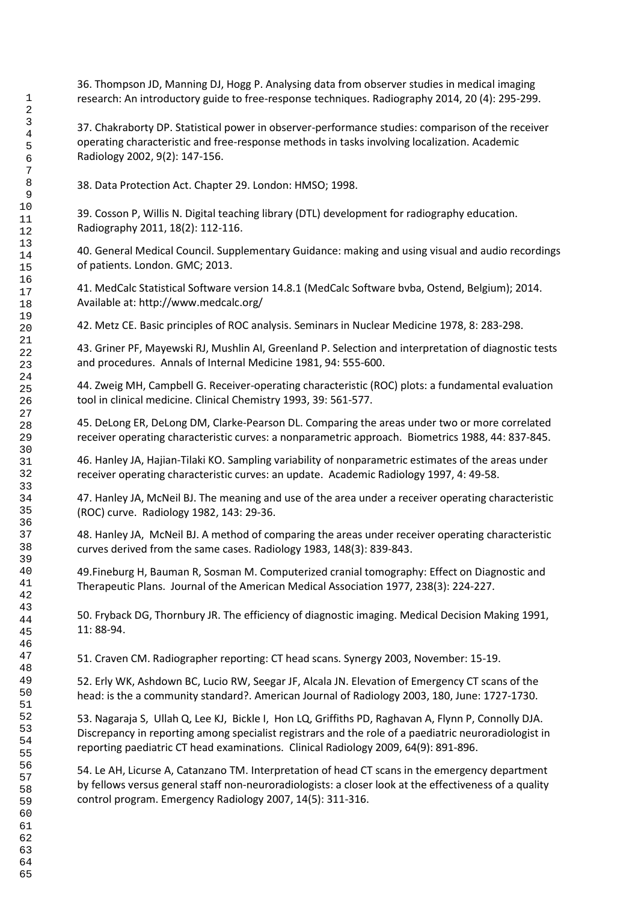36. Thompson JD, Manning DJ, Hogg P. Analysing data from observer studies in medical imaging research: An introductory guide to free-response techniques. Radiography 2014, 20 (4): 295-299.

37. Chakraborty DP. Statistical power in observer-performance studies: comparison of the receiver operating characteristic and free-response methods in tasks involving localization. Academic Radiology 2002, 9(2): 147-156.

38. Data Protection Act. Chapter 29. London: HMSO; 1998.

39. Cosson P, Willis N. Digital teaching library (DTL) development for radiography education. Radiography 2011, 18(2): 112-116.

40. General Medical Council. Supplementary Guidance: making and using visual and audio recordings of patients. London. GMC; 2013.

41. MedCalc Statistical Software version 14.8.1 (MedCalc Software bvba, Ostend, Belgium); 2014. Available at: http://www.medcalc.org/

42. Metz CE. Basic principles of ROC analysis. Seminars in Nuclear Medicine 1978, 8: 283-298.

43. Griner PF, Mayewski RJ, Mushlin AI, Greenland P. Selection and interpretation of diagnostic tests and procedures. Annals of Internal Medicine 1981, 94: 555-600.

44. Zweig MH, Campbell G. Receiver-operating characteristic (ROC) plots: a fundamental evaluation tool in clinical medicine. Clinical Chemistry 1993, 39: 561-577.

45. DeLong ER, DeLong DM, Clarke-Pearson DL. Comparing the areas under two or more correlated receiver operating characteristic curves: a nonparametric approach. Biometrics 1988, 44: 837-845.

46. Hanley JA, Hajian-Tilaki KO. Sampling variability of nonparametric estimates of the areas under receiver operating characteristic curves: an update. Academic Radiology 1997, 4: 49-58.

47. Hanley JA, McNeil BJ. The meaning and use of the area under a receiver operating characteristic (ROC) curve. Radiology 1982, 143: 29-36.

48. Hanley JA, McNeil BJ. A method of comparing the areas under receiver operating characteristic curves derived from the same cases. Radiology 1983, 148(3): 839-843.

49.Fineburg H, Bauman R, Sosman M. Computerized cranial tomography: Effect on Diagnostic and Therapeutic Plans. Journal of the American Medical Association 1977, 238(3): 224-227.

50. Fryback DG, Thornbury JR. The efficiency of diagnostic imaging. Medical Decision Making 1991, 11: 88-94.

51. Craven CM. Radiographer reporting: CT head scans. Synergy 2003, November: 15-19.

52. Erly WK, Ashdown BC, Lucio RW, Seegar JF, Alcala JN. Elevation of Emergency CT scans of the head: is the a community standard?. American Journal of Radiology 2003, 180, June: 1727-1730.

53. Nagaraja S, Ullah Q, Lee KJ, Bickle I, Hon LQ, Griffiths PD, Raghavan A, Flynn P, Connolly DJA. Discrepancy in reporting among specialist registrars and the role of a paediatric neuroradiologist in reporting paediatric CT head examinations. Clinical Radiology 2009, 64(9): 891-896.

54. Le AH, Licurse A, Catanzano TM. Interpretation of head CT scans in the emergency department by fellows versus general staff non-neuroradiologists: a closer look at the effectiveness of a quality control program. Emergency Radiology 2007, 14(5): 311-316.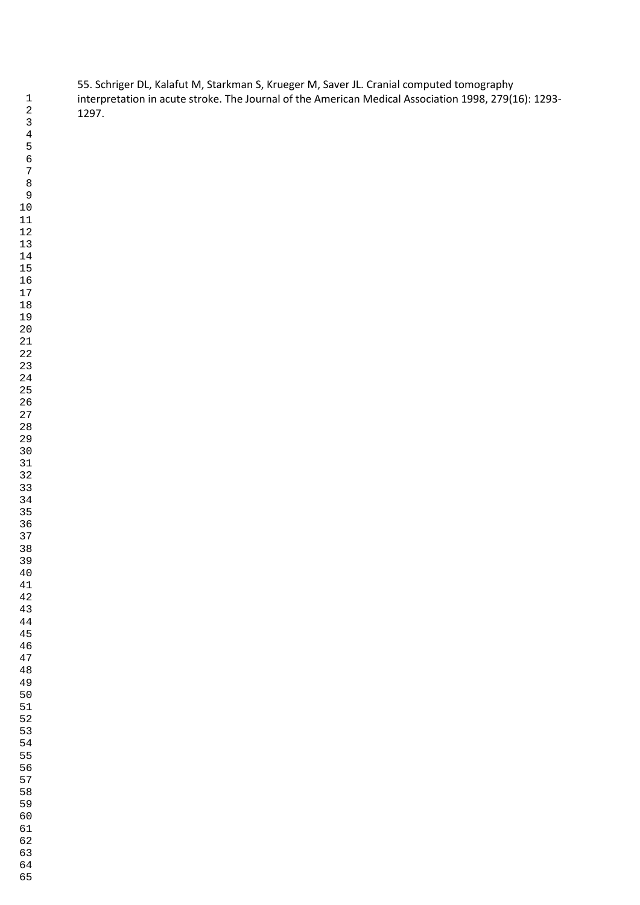55. Schriger DL, Kalafut M, Starkman S, Krueger M, Saver JL. Cranial computed tomography interpretation in acute stroke. The Journal of the American Medical Association 1998, 279(16): 1293-1297.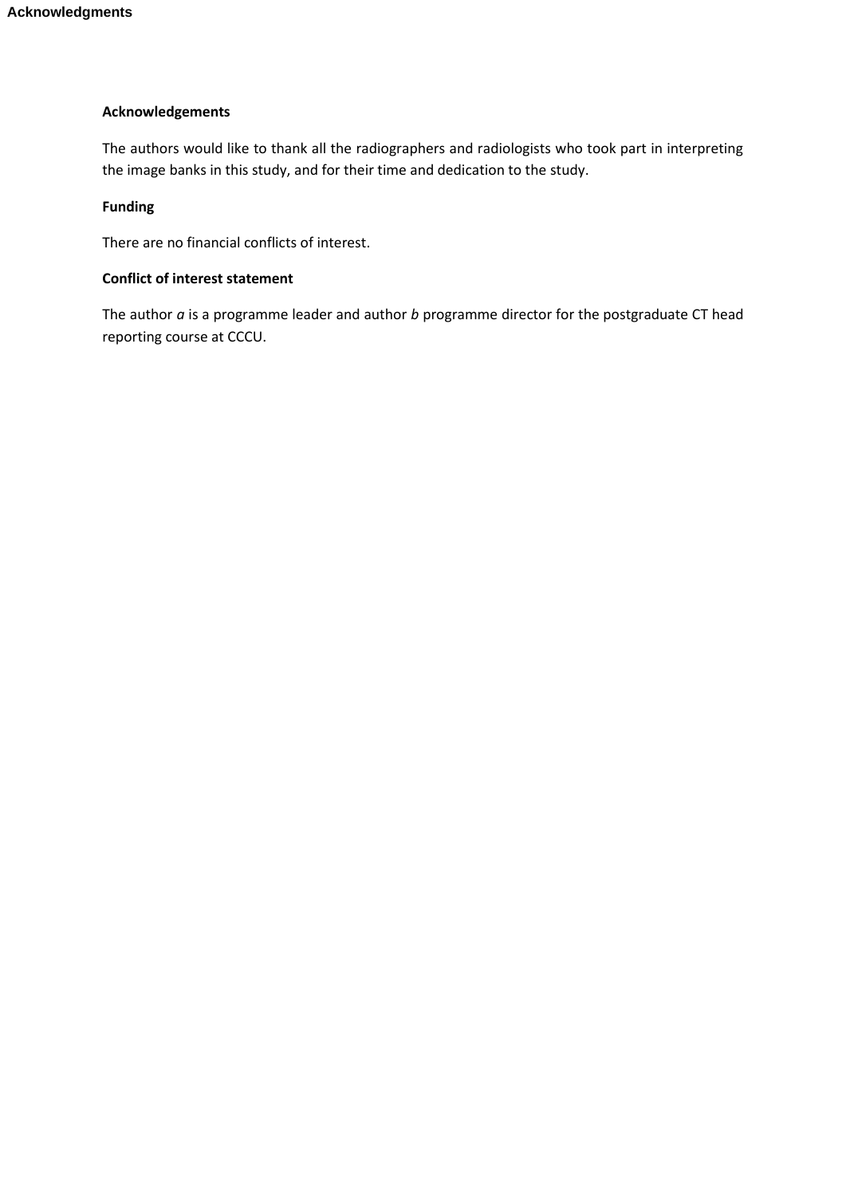## Acknowledgements

The authors would like to thank all the radiographers and radiologists who took part in interpreting the image banks in this study, and for their time and dedication to the study.

## Funding

There are no financial conflicts of interest.

## Conflict of interest statement

The author *a* is a programme leader and author *b* programme director for the postgraduate CT head reporting course at CCCU.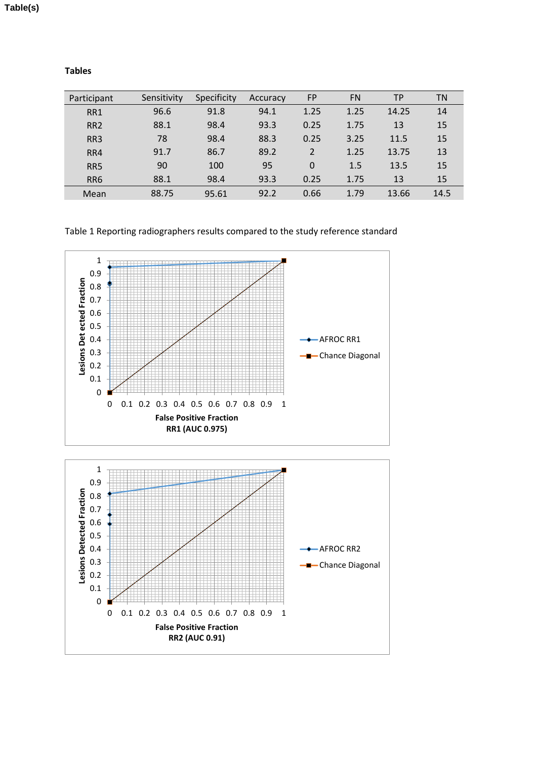Table(s)

## Tables

| Participant | Sensitivity | Specificity | Accuracy | FP | FN | TP | TN |
|---|---|---|---|---|---|---|---|
| RR1 | 96.6 | 91.8 | 94.1 | 1.25 | 1.25 | 14.25 | 14 |
| RR2 | 88.1 | 98.4 | 93.3 | 0.25 | 1.75 | 13 | 15 |
| RR3 | 78 | 98.4 | 88.3 | 0.25 | 3.25 | 11.5 | 15 |
| RR4 | 91.7 | 86.7 | 89.2 | 2 | 1.25 | 13.75 | 13 |
| RR5 | 90 | 100 | 95 | 0 | 1.5 | 13.5 | 15 |
| RR6 | 88.1 | 98.4 | 93.3 | 0.25 | 1.75 | 13 | 15 |
| Mean | 88.75 | 95.61 | 92.2 | 0.66 | 1.79 | 13.66 | 14.5 |

Table 1 Reporting radiographers results compared to the study reference standard

RR1 (AUC 0.975)

RR2 (AUC 0.91)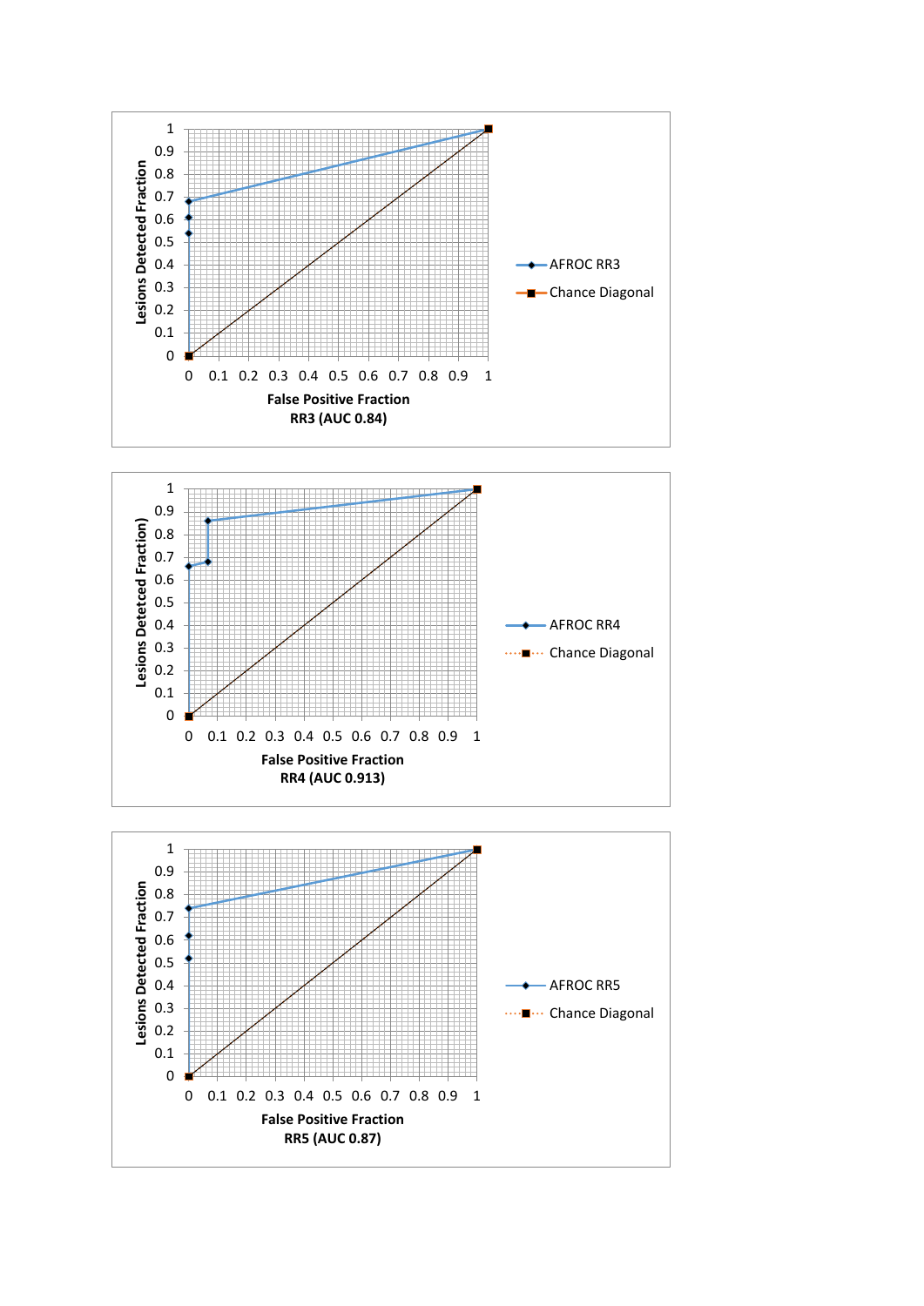Lesions Detected Fraction

False Positive Fraction

RR3 (AUC 0.84)

AFROC RR3

Chance Diagonal

Lesions Detected Fraction)

False Positive Fraction

RR4 (AUC 0.913)

AFROC RR4

Chance Diagonal

Lesions Detected Fraction

False Positive Fraction

RR5 (AUC 0.87)

AFROC RR5

Chance Diagonal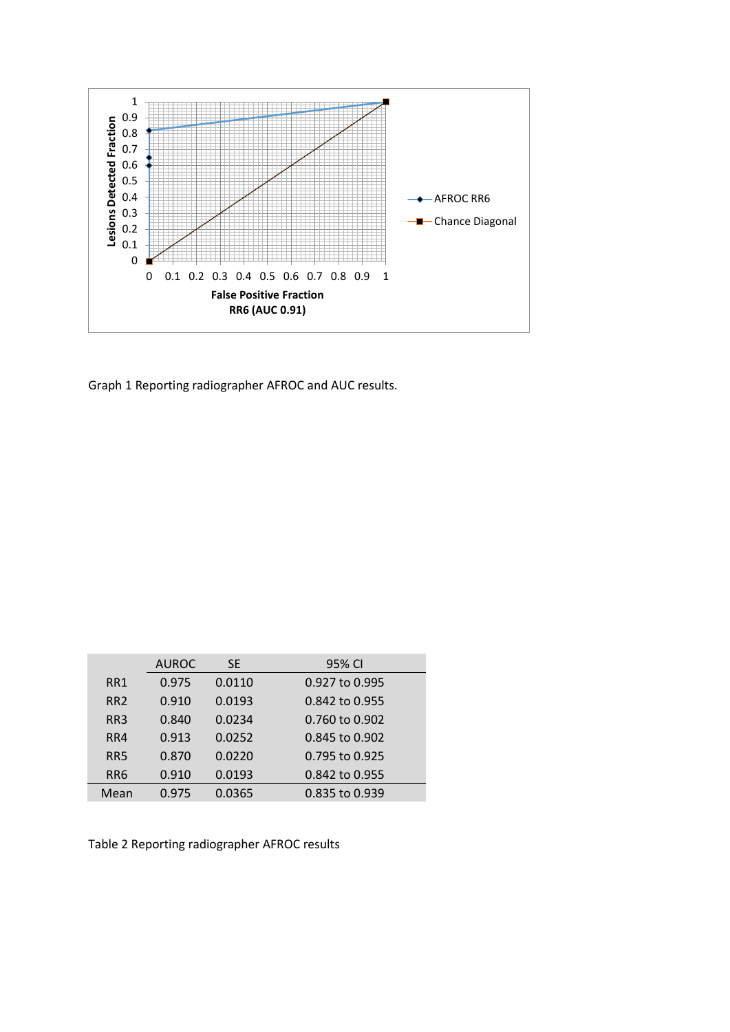Graph 1 Reporting radiographer AFROC and AUC results.

| | AUROC | SE | 95% CI |
|---|---|---|---|
| RR1 | 0.975 | 0.0110 | 0.927 to 0.995 |
| RR2 | 0.910 | 0.0193 | 0.842 to 0.955 |
| RR3 | 0.840 | 0.0234 | 0.760 to 0.902 |
| RR4 | 0.913 | 0.0252 | 0.845 to 0.902 |
| RR5 | 0.870 | 0.0220 | 0.795 to 0.925 |
| RR6 | 0.910 | 0.0193 | 0.842 to 0.955 |
| Mean | 0.975 | 0.0365 | 0.835 to 0.939 |

Table 2 Reporting radiographer AFROC results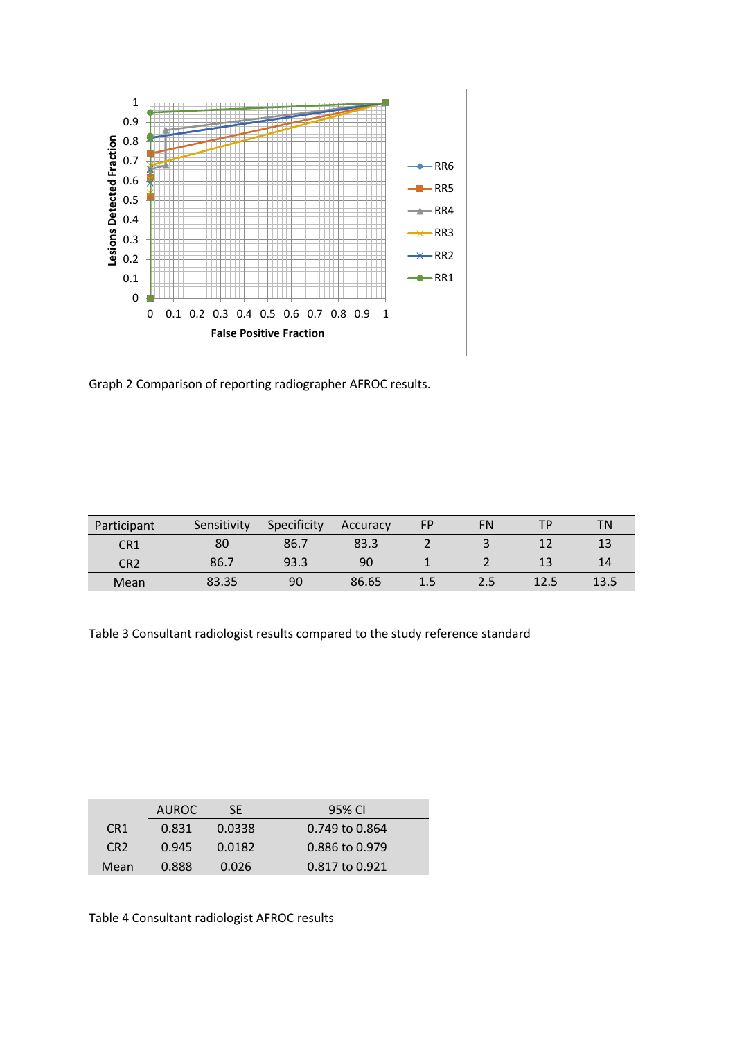Graph 2 Comparison of reporting radiographer AFROC results.

| Participant | Sensitivity | Specificity | Accuracy | FP | FN | TP | TN |
|---|---|---|---|---|---|---|---|
| CR1 | 80 | 86.7 | 83.3 | 2 | 3 | 12 | 13 |
| CR2 | 86.7 | 93.3 | 90 | 1 | 2 | 13 | 14 |
| Mean | 83.35 | 90 | 86.65 | 1.5 | 2.5 | 12.5 | 13.5 |

Table 3 Consultant radiologist results compared to the study reference standard

| | AUROC | SE | 95% CI |
|---|---|---|---|
| CR1 | 0.831 | 0.0338 | 0.749 to 0.864 |
| CR2 | 0.945 | 0.0182 | 0.886 to 0.979 |
| Mean | 0.888 | 0.026 | 0.817 to 0.921 |

Table 4 Consultant radiologist AFROC results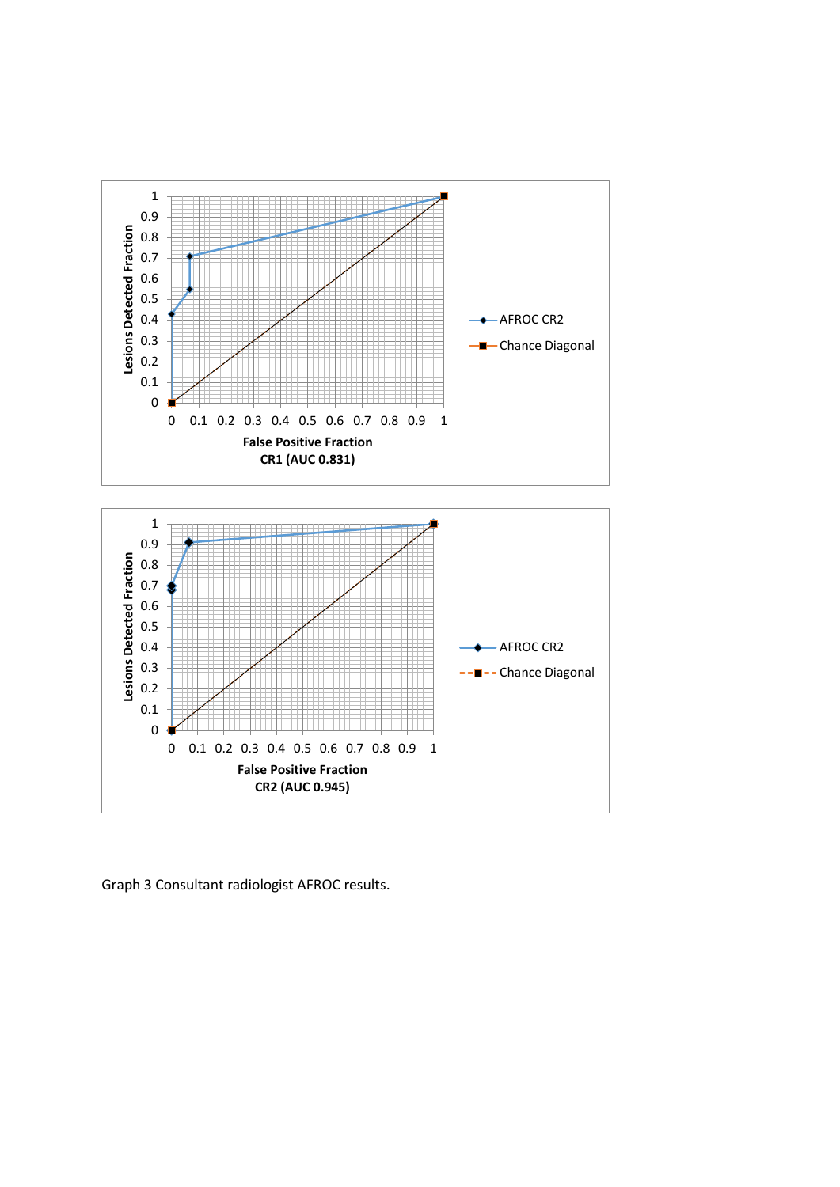Graph 3 Consultant radiologist AFROC results.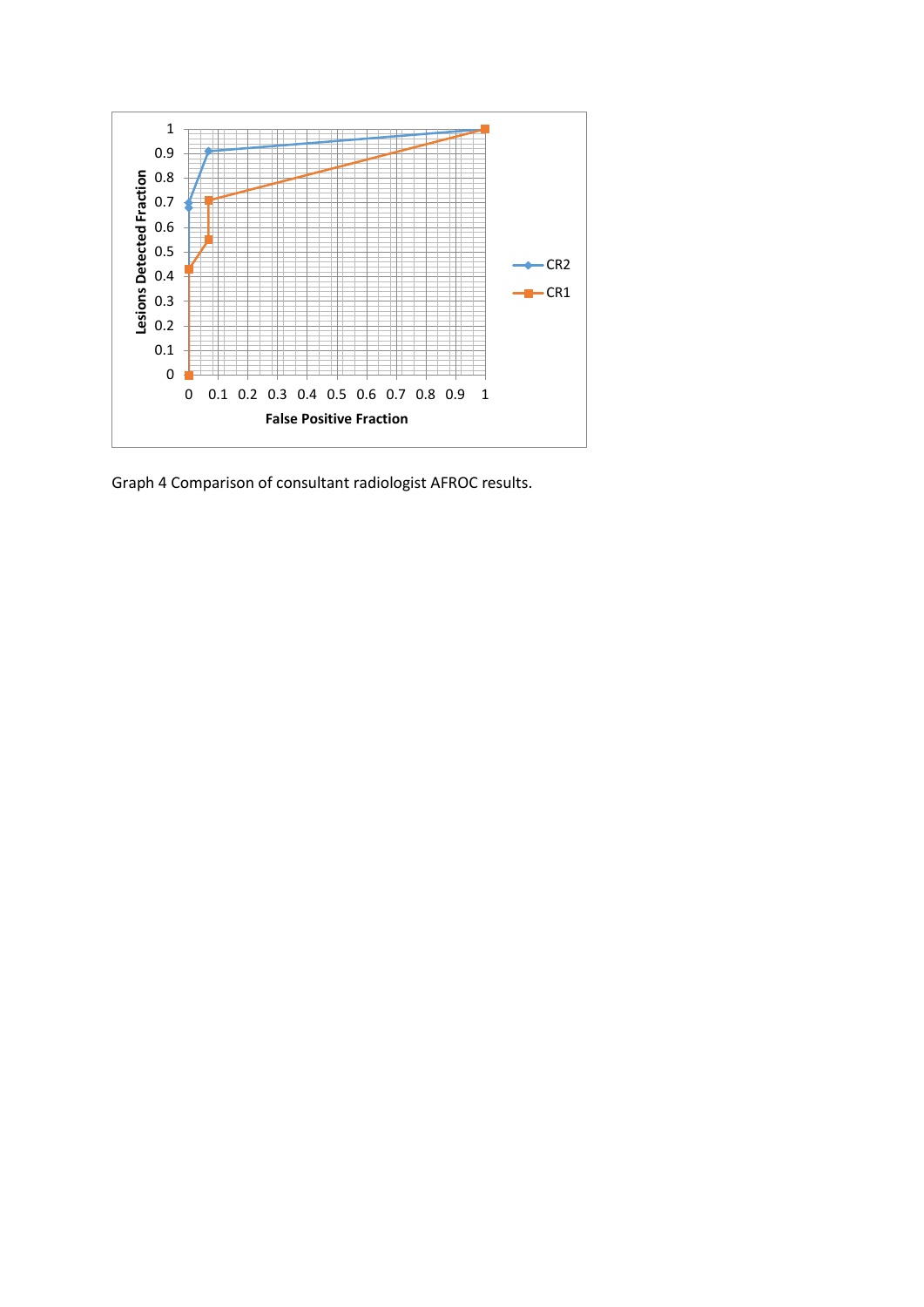1
0.9
0.8
0.7
0.6
0.5
0.4
0.3
0.2
0.1
0

Lesions Detected Fraction

0 0.1 0.2 0.3 0.4 0.5 0.6 0.7 0.8 0.9 1

False Positive Fraction

CR2
CR1

Graph 4 Comparison of consultant radiologist AFROC results.